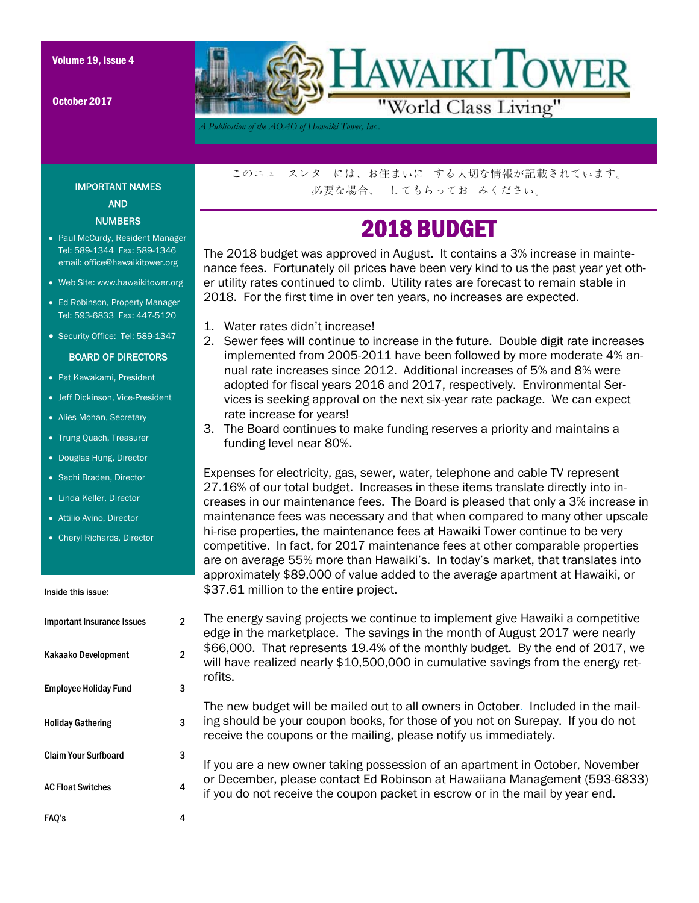Volume 19, Issue 4

October 2017

# HAWAIKI TOWER

"World Class Living"

*A Publication of the AOAO of Hawaiki Tower, Inc.*

### IMPORTANT NAMES AND NUMBERS

- Paul McCurdy, Resident Manager Tel: 589-1344 Fax: 589-1346 email: office@hawaikitower.org
- Web Site: www.hawaikitower.org
- Ed Robinson, Property Manager Tel: 593-6833 Fax: 447-5120
- Security Office: Tel: 589-1347

### BOARD OF DIRECTORS

- Pat Kawakami, President
- Jeff Dickinson, Vice-President
- Alies Mohan, Secretary
- Trung Quach, Treasurer
- Douglas Hung, Director
- Sachi Braden, Director
- Linda Keller, Director
- Attilio Avino, Director
- Cheryl Richards, Director

**Inside this issue:**

| | |
|---|---|
| Important Insurance Issues | 2 |
| Kakaako Development | 2 |
| Employee Holiday Fund | 3 |
| Holiday Gathering | 3 |
| Claim Your Surfboard | 3 |
| AC Float Switches | 4 |
| FAQ's | 4 |

このニュ　スレタ　には、お住まいに　する大切な情報が記載されています。
必要な場合、　してもらってお　みください。

## 2018 BUDGET

The 2018 budget was approved in August. It contains a 3% increase in maintenance fees. Fortunately oil prices have been very kind to us the past year yet other utility rates continued to climb. Utility rates are forecast to remain stable in 2018. For the first time in over ten years, no increases are expected.

1. Water rates didn't increase!
2. Sewer fees will continue to increase in the future. Double digit rate increases implemented from 2005-2011 have been followed by more moderate 4% annual rate increases since 2012. Additional increases of 5% and 8% were adopted for fiscal years 2016 and 2017, respectively. Environmental Services is seeking approval on the next six-year rate package. We can expect rate increase for years!
3. The Board continues to make funding reserves a priority and maintains a funding level near 80%.

Expenses for electricity, gas, sewer, water, telephone and cable TV represent 27.16% of our total budget. Increases in these items translate directly into increases in our maintenance fees. The Board is pleased that only a 3% increase in maintenance fees was necessary and that when compared to many other upscale hi-rise properties, the maintenance fees at Hawaiki Tower continue to be very competitive. In fact, for 2017 maintenance fees at other comparable properties are on average 55% more than Hawaiki's. In today's market, that translates into approximately $89,000 of value added to the average apartment at Hawaiki, or $37.61 million to the entire project.

The energy saving projects we continue to implement give Hawaiki a competitive edge in the marketplace. The savings in the month of August 2017 were nearly $66,000. That represents 19.4% of the monthly budget. By the end of 2017, we will have realized nearly $10,500,000 in cumulative savings from the energy retrofits.

The new budget will be mailed out to all owners in October. Included in the mailing should be your coupon books, for those of you not on Surepay. If you do not receive the coupons or the mailing, please notify us immediately.

If you are a new owner taking possession of an apartment in October, November or December, please contact Ed Robinson at Hawaiiana Management (593-6833) if you do not receive the coupon packet in escrow or in the mail by year end.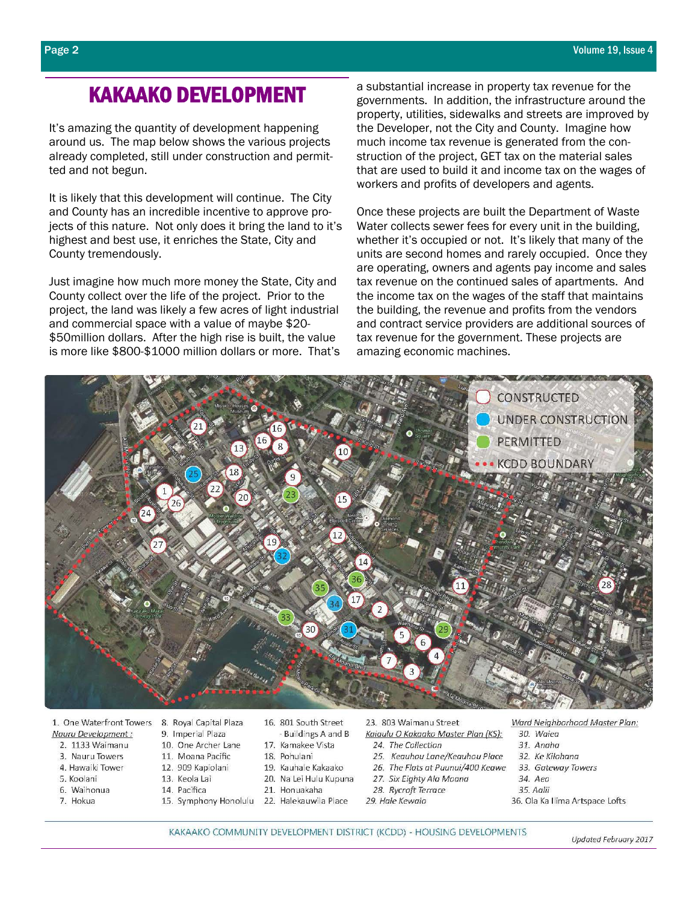# KAKAAKO DEVELOPMENT

It's amazing the quantity of development happening around us. The map below shows the various projects already completed, still under construction and permitted and not begun.

It is likely that this development will continue. The City and County has an incredible incentive to approve projects of this nature. Not only does it bring the land to it's highest and best use, it enriches the State, City and County tremendously.

Just imagine how much more money the State, City and County collect over the life of the project. Prior to the project, the land was likely a few acres of light industrial and commercial space with a value of maybe $20-$50million dollars. After the high rise is built, the value is more like $800-$1000 million dollars or more. That's a substantial increase in property tax revenue for the governments. In addition, the infrastructure around the property, utilities, sidewalks and streets are improved by the Developer, not the City and County. Imagine how much income tax revenue is generated from the construction of the project, GET tax on the material sales that are used to build it and income tax on the wages of workers and profits of developers and agents.

Once these projects are built the Department of Waste Water collects sewer fees for every unit in the building, whether it's occupied or not. It's likely that many of the units are second homes and rarely occupied. Once they are operating, owners and agents pay income and sales tax revenue on the continued sales of apartments. And the income tax on the wages of the staff that maintains the building, the revenue and profits from the vendors and contract service providers are additional sources of tax revenue for the government. These projects are amazing economic machines.

CONSTRUCTED
UNDER CONSTRUCTION
PERMITTED
KCDD BOUNDARY

1. One Waterfront Towers

*Nauru Development:*
2. 1133 Waimanu
3. Nauru Towers
4. Hawaiki Tower
5. Koolani
6. Waihonua
7. Hokua
8. Royal Capital Plaza
9. Imperial Plaza
10. One Archer Lane
11. Moana Pacific
12. 909 Kapiolani
13. Keola Lai
14. Pacifica
15. Symphony Honolulu
16. 801 South Street - Buildings A and B
17. Kamakee Vista
18. Pohulani
19. Kauhale Kakaako
20. Na Lei Hulu Kupuna
21. Honuakaha
22. Halekauwila Place
23. 803 Waimanu Street

*Kaiaulu O Kakaako Master Plan (KS):*
24. *The Collection*
25. *Keauhou Lane/Keauhou Place*
26. *The Flats at Puunui/400 Keawe*
27. *Six Eighty Ala Moana*
28. *Rycroft Terrace*
29. *Hale Kewalo*

*Ward Neighborhood Master Plan:*
30. *Waiea*
31. *Anaha*
32. *Ke Kilohana*
33. *Gateway Towers*
34. *Aeo*
35. *Aalii*
36. Ola Ka Ilima Artspace Lofts

KAKAAKO COMMUNITY DEVELOPMENT DISTRICT (KCDD) - HOUSING DEVELOPMENTS

*Updated February 2017*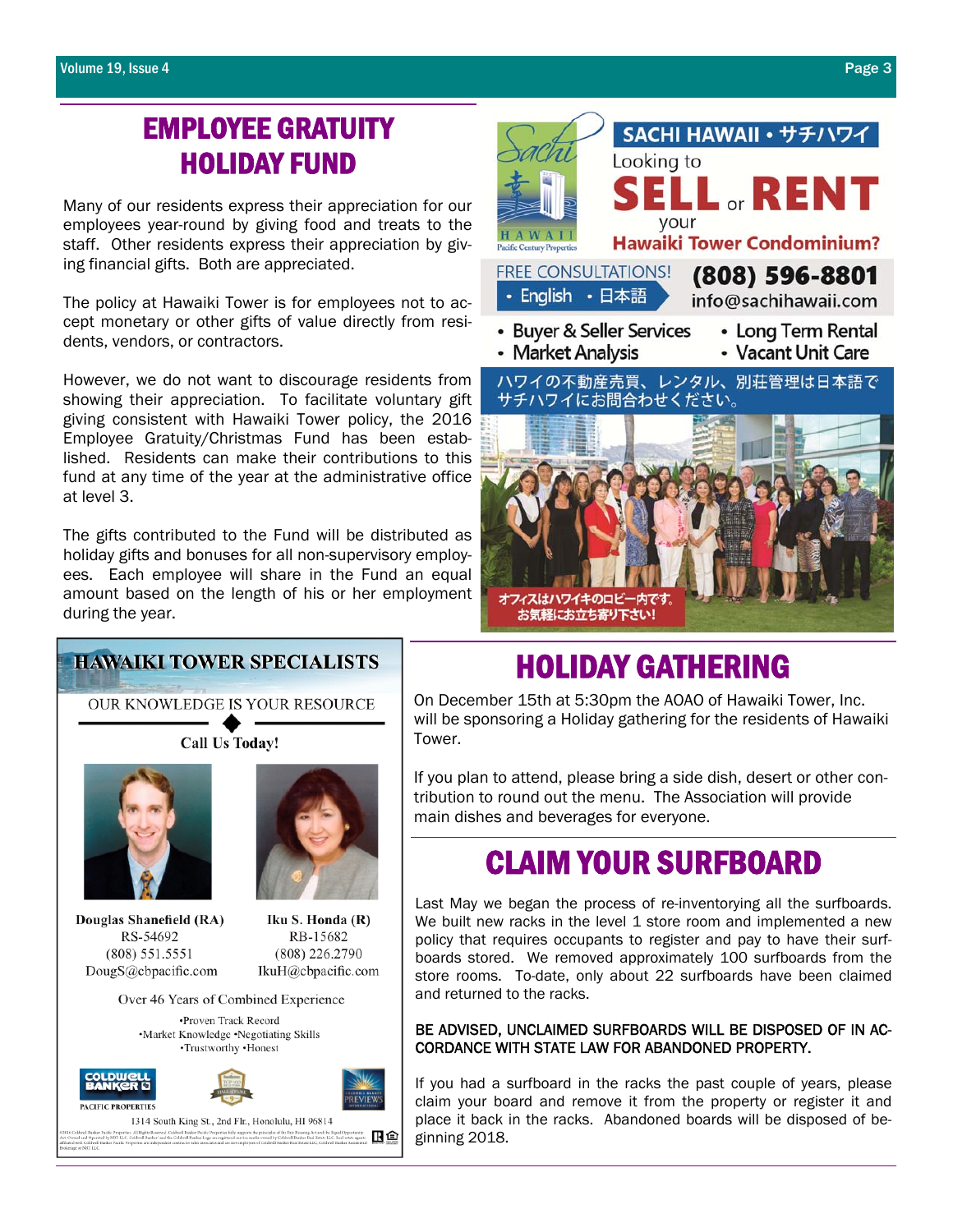## EMPLOYEE GRATUITY HOLIDAY FUND

Many of our residents express their appreciation for our employees year-round by giving food and treats to the staff. Other residents express their appreciation by giving financial gifts. Both are appreciated.

The policy at Hawaiki Tower is for employees not to accept monetary or other gifts of value directly from residents, vendors, or contractors.

However, we do not want to discourage residents from showing their appreciation. To facilitate voluntary gift giving consistent with Hawaiki Tower policy, the 2016 Employee Gratuity/Christmas Fund has been established. Residents can make their contributions to this fund at any time of the year at the administrative office at level 3.

The gifts contributed to the Fund will be distributed as holiday gifts and bonuses for all non-supervisory employees. Each employee will share in the Fund an equal amount based on the length of his or her employment during the year.

**SACHI HAWAII • サチハワイ**

Looking to **SELL** or **RENT** your **Hawaiki Tower Condominium?**

FREE CONSULTATIONS! • English • 日本語

**(808) 596-8801**
info@sachihawaii.com

- Buyer & Seller Services
- Market Analysis
- Long Term Rental
- Vacant Unit Care

ハワイの不動産売買、レンタル、別荘管理は日本語でサチハワイにお問合わせください。

オフィスはハワイキのロビー内です。お気軽にお立ち寄り下さい!

**HAWAIKI TOWER SPECIALISTS**

OUR KNOWLEDGE IS YOUR RESOURCE

**Call Us Today!**

**Douglas Shanefield (RA)**
RS-54692
(808) 551.5551
DougS@cbpacific.com

**Iku S. Honda (R)**
RB-15682
(808) 226.2790
IkuH@cbpacific.com

Over 46 Years of Combined Experience

•Proven Track Record
•Market Knowledge •Negotiating Skills
•Trustworthy •Honest

COLDWELL BANKER PACIFIC PROPERTIES

1314 South King St., 2nd Flr., Honolulu, HI 96814

## HOLIDAY GATHERING

On December 15th at 5:30pm the AOAO of Hawaiki Tower, Inc. will be sponsoring a Holiday gathering for the residents of Hawaiki Tower.

If you plan to attend, please bring a side dish, desert or other contribution to round out the menu. The Association will provide main dishes and beverages for everyone.

## CLAIM YOUR SURFBOARD

Last May we began the process of re-inventorying all the surfboards. We built new racks in the level 1 store room and implemented a new policy that requires occupants to register and pay to have their surfboards stored. We removed approximately 100 surfboards from the store rooms. To-date, only about 22 surfboards have been claimed and returned to the racks.

BE ADVISED, UNCLAIMED SURFBOARDS WILL BE DISPOSED OF IN ACCORDANCE WITH STATE LAW FOR ABANDONED PROPERTY.

If you had a surfboard in the racks the past couple of years, please claim your board and remove it from the property or register it and place it back in the racks. Abandoned boards will be disposed of beginning 2018.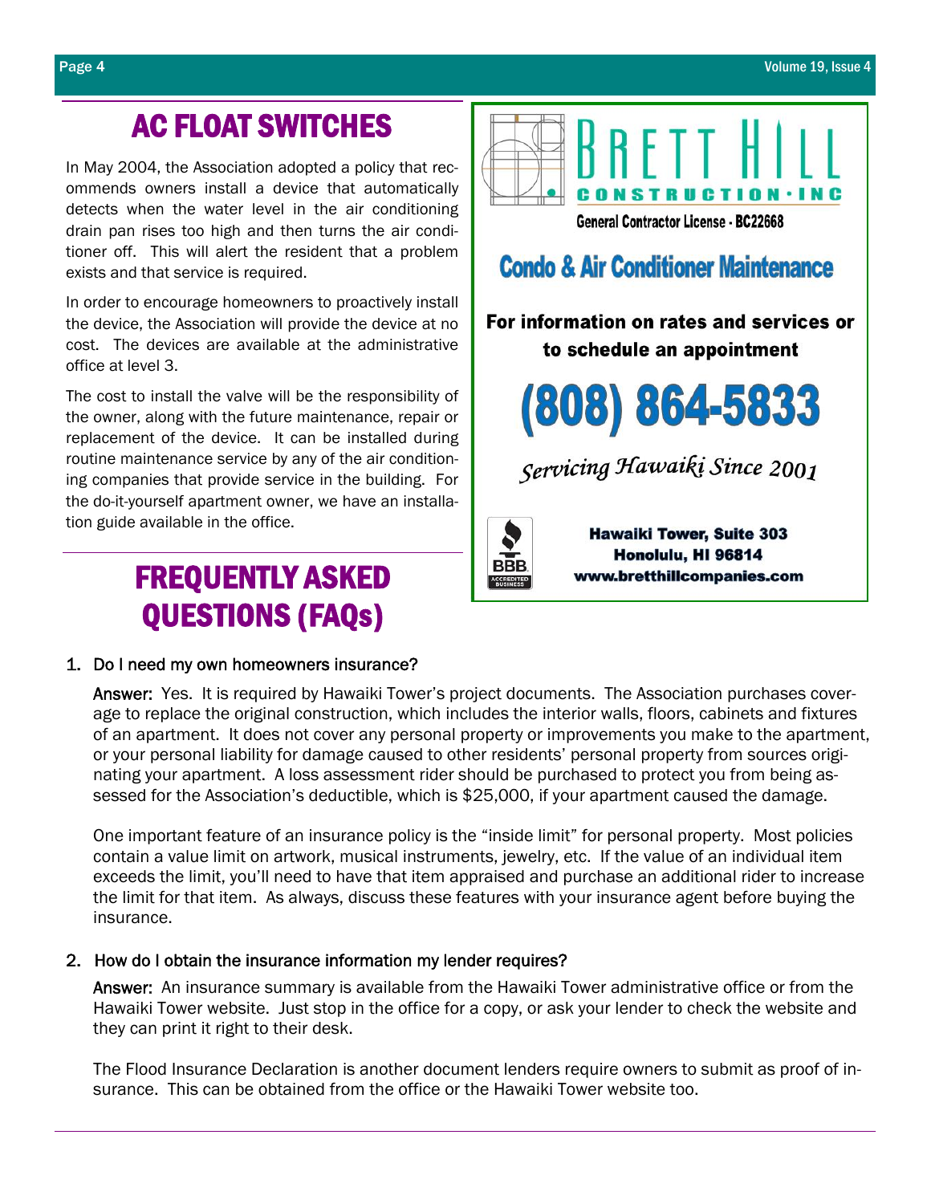# AC FLOAT SWITCHES

In May 2004, the Association adopted a policy that recommends owners install a device that automatically detects when the water level in the air conditioning drain pan rises too high and then turns the air conditioner off. This will alert the resident that a problem exists and that service is required.

In order to encourage homeowners to proactively install the device, the Association will provide the device at no cost. The devices are available at the administrative office at level 3.

The cost to install the valve will be the responsibility of the owner, along with the future maintenance, repair or replacement of the device. It can be installed during routine maintenance service by any of the air conditioning companies that provide service in the building. For the do-it-yourself apartment owner, we have an installation guide available in the office.

**BRETT HILL CONSTRUCTION · INC**

General Contractor License - BC22668

**Condo & Air Conditioner Maintenance**

**For information on rates and services or to schedule an appointment**

**(808) 864-5833**

*Servicing Hawaiki Since 2001*

BBB ACCREDITED BUSINESS

**Hawaiki Tower, Suite 303**
**Honolulu, HI 96814**
**www.bretthillcompanies.com**

# FREQUENTLY ASKED QUESTIONS (FAQs)

1. Do I need my own homeowners insurance?

   **Answer:** Yes. It is required by Hawaiki Tower's project documents. The Association purchases coverage to replace the original construction, which includes the interior walls, floors, cabinets and fixtures of an apartment. It does not cover any personal property or improvements you make to the apartment, or your personal liability for damage caused to other residents' personal property from sources originating your apartment. A loss assessment rider should be purchased to protect you from being assessed for the Association's deductible, which is $25,000, if your apartment caused the damage.

   One important feature of an insurance policy is the "inside limit" for personal property. Most policies contain a value limit on artwork, musical instruments, jewelry, etc. If the value of an individual item exceeds the limit, you'll need to have that item appraised and purchase an additional rider to increase the limit for that item. As always, discuss these features with your insurance agent before buying the insurance.

2. How do I obtain the insurance information my lender requires?

   **Answer:** An insurance summary is available from the Hawaiki Tower administrative office or from the Hawaiki Tower website. Just stop in the office for a copy, or ask your lender to check the website and they can print it right to their desk.

   The Flood Insurance Declaration is another document lenders require owners to submit as proof of insurance. This can be obtained from the office or the Hawaiki Tower website too.